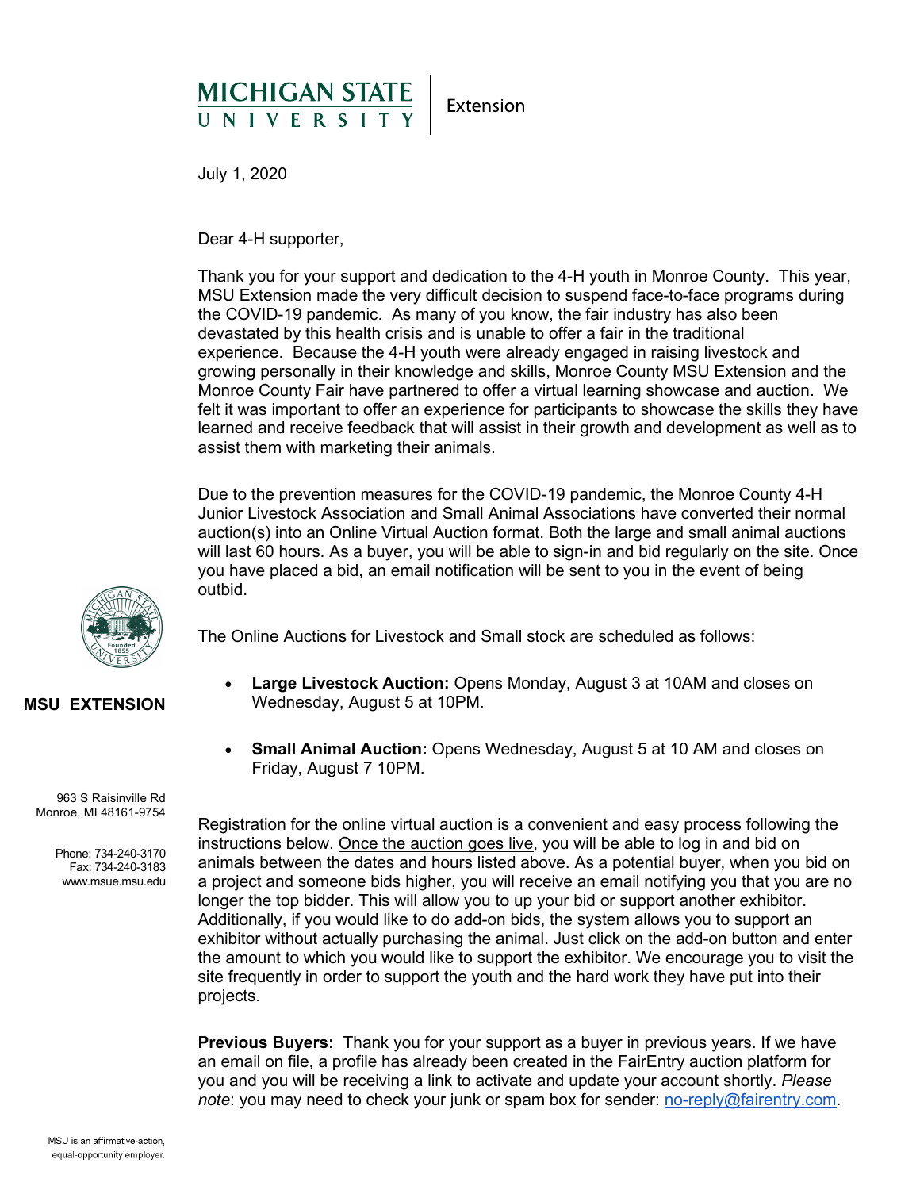**MICHIGAN STATE UNIVERSITY** | Extension

July 1, 2020

Dear 4-H supporter,

Thank you for your support and dedication to the 4-H youth in Monroe County. This year, MSU Extension made the very difficult decision to suspend face-to-face programs during the COVID-19 pandemic. As many of you know, the fair industry has also been devastated by this health crisis and is unable to offer a fair in the traditional experience. Because the 4-H youth were already engaged in raising livestock and growing personally in their knowledge and skills, Monroe County MSU Extension and the Monroe County Fair have partnered to offer a virtual learning showcase and auction. We felt it was important to offer an experience for participants to showcase the skills they have learned and receive feedback that will assist in their growth and development as well as to assist them with marketing their animals.

Due to the prevention measures for the COVID-19 pandemic, the Monroe County 4-H Junior Livestock Association and Small Animal Associations have converted their normal auction(s) into an Online Virtual Auction format. Both the large and small animal auctions will last 60 hours. As a buyer, you will be able to sign-in and bid regularly on the site. Once you have placed a bid, an email notification will be sent to you in the event of being outbid.

The Online Auctions for Livestock and Small stock are scheduled as follows:

- **Large Livestock Auction:** Opens Monday, August 3 at 10AM and closes on Wednesday, August 5 at 10PM.
- **Small Animal Auction:** Opens Wednesday, August 5 at 10 AM and closes on Friday, August 7 10PM.

Registration for the online virtual auction is a convenient and easy process following the instructions below. Once the auction goes live, you will be able to log in and bid on animals between the dates and hours listed above. As a potential buyer, when you bid on a project and someone bids higher, you will receive an email notifying you that you are no longer the top bidder. This will allow you to up your bid or support another exhibitor. Additionally, if you would like to do add-on bids, the system allows you to support an exhibitor without actually purchasing the animal. Just click on the add-on button and enter the amount to which you would like to support the exhibitor. We encourage you to visit the site frequently in order to support the youth and the hard work they have put into their projects.

**Previous Buyers:** Thank you for your support as a buyer in previous years. If we have an email on file, a profile has already been created in the FairEntry auction platform for you and you will be receiving a link to activate and update your account shortly. *Please note*: you may need to check your junk or spam box for sender: no-reply@fairentry.com.

**MSU EXTENSION**

963 S Raisinville Rd
Monroe, MI 48161-9754

Phone: 734-240-3170
Fax: 734-240-3183
www.msue.msu.edu

MSU is an affirmative-action, equal-opportunity employer.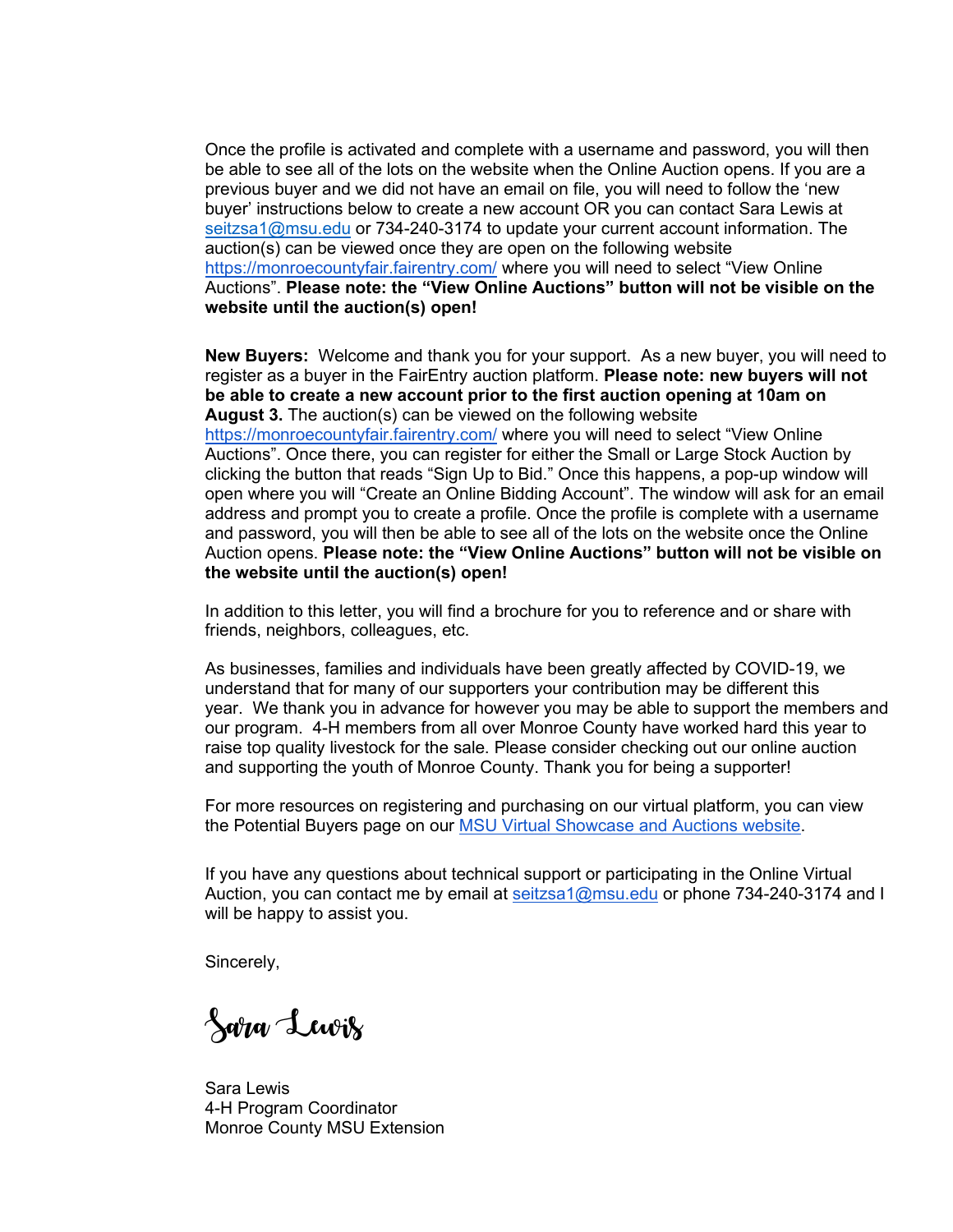Once the profile is activated and complete with a username and password, you will then be able to see all of the lots on the website when the Online Auction opens. If you are a previous buyer and we did not have an email on file, you will need to follow the 'new buyer' instructions below to create a new account OR you can contact Sara Lewis at [seitzsa1@msu.edu](mailto:seitzsa1@msu.edu) or 734-240-3174 to update your current account information. The auction(s) can be viewed once they are open on the following website [https://monroecountyfair.fairentry.com/](https://monroecountyfair.fairentry.com/) where you will need to select "View Online Auctions". **Please note: the "View Online Auctions" button will not be visible on the website until the auction(s) open!**

**New Buyers:** Welcome and thank you for your support. As a new buyer, you will need to register as a buyer in the FairEntry auction platform. **Please note: new buyers will not be able to create a new account prior to the first auction opening at 10am on August 3.** The auction(s) can be viewed on the following website [https://monroecountyfair.fairentry.com/](https://monroecountyfair.fairentry.com/) where you will need to select "View Online Auctions". Once there, you can register for either the Small or Large Stock Auction by clicking the button that reads "Sign Up to Bid." Once this happens, a pop-up window will open where you will "Create an Online Bidding Account". The window will ask for an email address and prompt you to create a profile. Once the profile is complete with a username and password, you will then be able to see all of the lots on the website once the Online Auction opens. **Please note: the "View Online Auctions" button will not be visible on the website until the auction(s) open!**

In addition to this letter, you will find a brochure for you to reference and or share with friends, neighbors, colleagues, etc.

As businesses, families and individuals have been greatly affected by COVID-19, we understand that for many of our supporters your contribution may be different this year. We thank you in advance for however you may be able to support the members and our program. 4-H members from all over Monroe County have worked hard this year to raise top quality livestock for the sale. Please consider checking out our online auction and supporting the youth of Monroe County. Thank you for being a supporter!

For more resources on registering and purchasing on our virtual platform, you can view the Potential Buyers page on our MSU Virtual Showcase and Auctions website.

If you have any questions about technical support or participating in the Online Virtual Auction, you can contact me by email at [seitzsa1@msu.edu](mailto:seitzsa1@msu.edu) or phone 734-240-3174 and I will be happy to assist you.

Sincerely,

Sara Lewis

Sara Lewis
4-H Program Coordinator
Monroe County MSU Extension